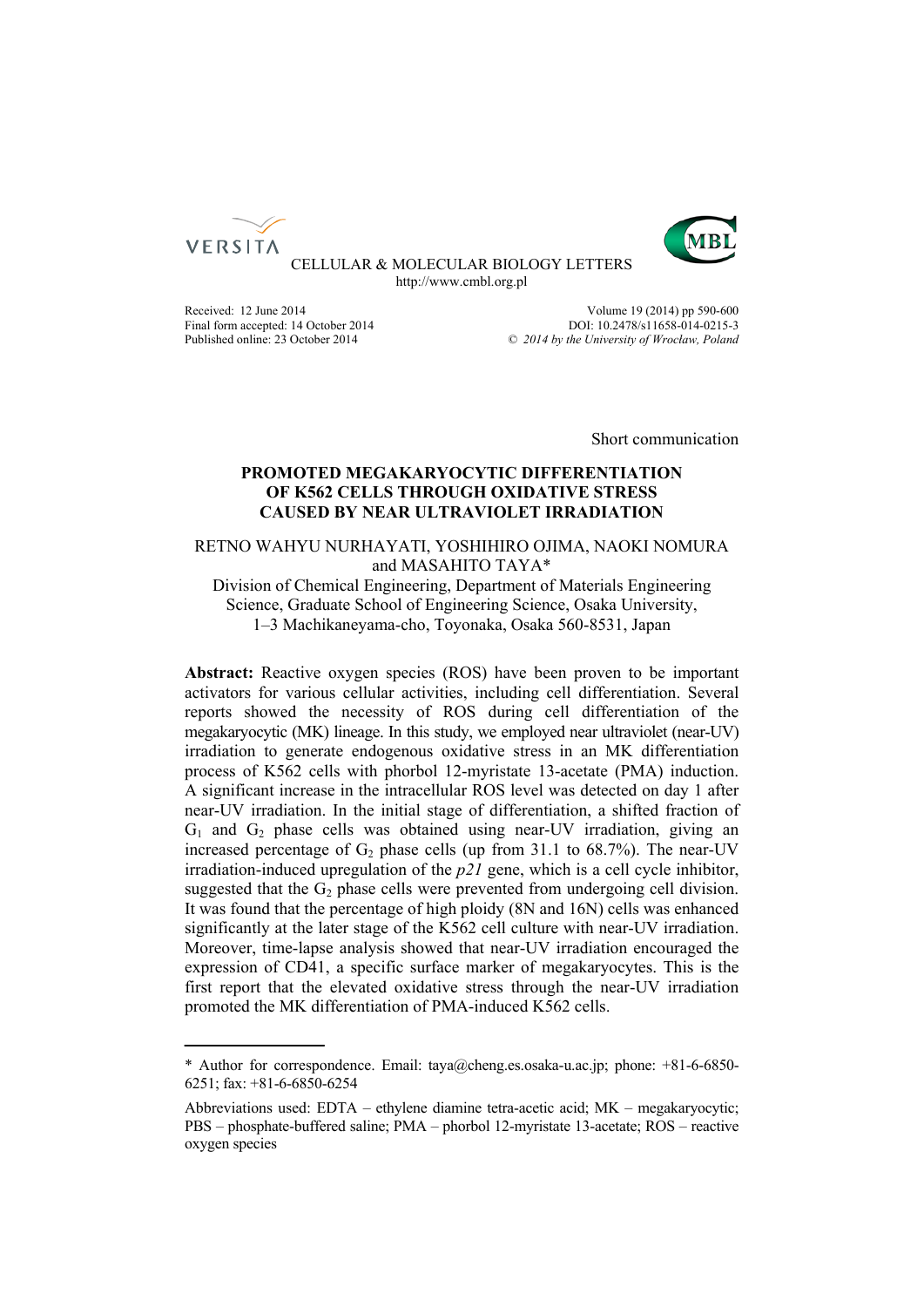CELLULAR & MOLECULAR BIOLOGY LETTERS
http://www.cmbl.org.pl

Received: 12 June 2014
Final form accepted: 14 October 2014
Published online: 23 October 2014

Volume 19 (2014) pp 590-600
DOI: 10.2478/s11658-014-0215-3
© *2014 by the University of Wrocław, Poland*

Short communication

# PROMOTED MEGAKARYOCYTIC DIFFERENTIATION OF K562 CELLS THROUGH OXIDATIVE STRESS CAUSED BY NEAR ULTRAVIOLET IRRADIATION

RETNO WAHYU NURHAYATI, YOSHIHIRO OJIMA, NAOKI NOMURA and MASAHITO TAYA*

Division of Chemical Engineering, Department of Materials Engineering Science, Graduate School of Engineering Science, Osaka University, 1–3 Machikaneyama-cho, Toyonaka, Osaka 560-8531, Japan

**Abstract:** Reactive oxygen species (ROS) have been proven to be important activators for various cellular activities, including cell differentiation. Several reports showed the necessity of ROS during cell differentiation of the megakaryocytic (MK) lineage. In this study, we employed near ultraviolet (near-UV) irradiation to generate endogenous oxidative stress in an MK differentiation process of K562 cells with phorbol 12-myristate 13-acetate (PMA) induction. A significant increase in the intracellular ROS level was detected on day 1 after near-UV irradiation. In the initial stage of differentiation, a shifted fraction of $G_1$ and $G_2$ phase cells was obtained using near-UV irradiation, giving an increased percentage of $G_2$ phase cells (up from 31.1 to 68.7%). The near-UV irradiation-induced upregulation of the *p21* gene, which is a cell cycle inhibitor, suggested that the $G_2$ phase cells were prevented from undergoing cell division. It was found that the percentage of high ploidy (8N and 16N) cells was enhanced significantly at the later stage of the K562 cell culture with near-UV irradiation. Moreover, time-lapse analysis showed that near-UV irradiation encouraged the expression of CD41, a specific surface marker of megakaryocytes. This is the first report that the elevated oxidative stress through the near-UV irradiation promoted the MK differentiation of PMA-induced K562 cells.

---

\* Author for correspondence. Email: taya@cheng.es.osaka-u.ac.jp; phone: +81-6-6850-6251; fax: +81-6-6850-6254

Abbreviations used: EDTA – ethylene diamine tetra-acetic acid; MK – megakaryocytic; PBS – phosphate-buffered saline; PMA – phorbol 12-myristate 13-acetate; ROS – reactive oxygen species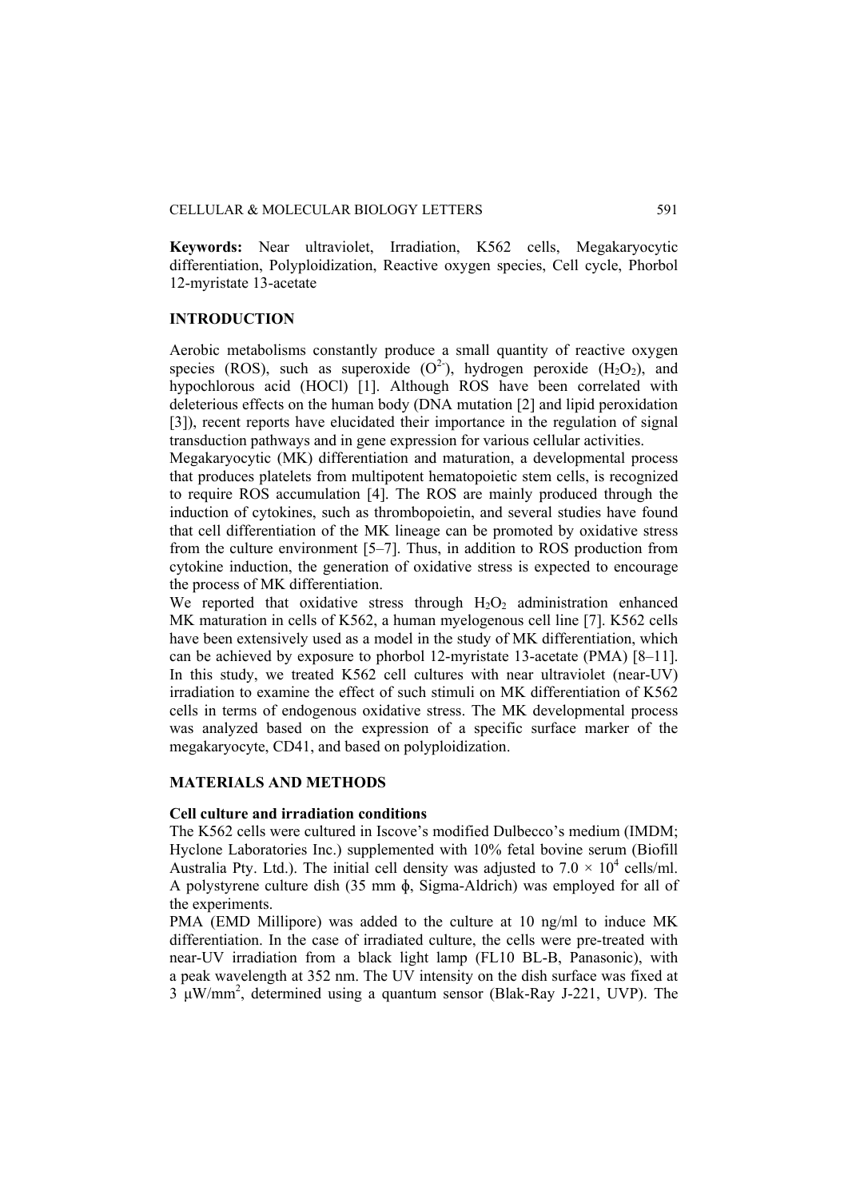**Keywords:** Near ultraviolet, Irradiation, K562 cells, Megakaryocytic differentiation, Polyploidization, Reactive oxygen species, Cell cycle, Phorbol 12-myristate 13-acetate

## INTRODUCTION

Aerobic metabolisms constantly produce a small quantity of reactive oxygen species (ROS), such as superoxide ($O^{2-}$), hydrogen peroxide ($H_2O_2$), and hypochlorous acid (HOCl) [1]. Although ROS have been correlated with deleterious effects on the human body (DNA mutation [2] and lipid peroxidation [3]), recent reports have elucidated their importance in the regulation of signal transduction pathways and in gene expression for various cellular activities.

Megakaryocytic (MK) differentiation and maturation, a developmental process that produces platelets from multipotent hematopoietic stem cells, is recognized to require ROS accumulation [4]. The ROS are mainly produced through the induction of cytokines, such as thrombopoietin, and several studies have found that cell differentiation of the MK lineage can be promoted by oxidative stress from the culture environment [5–7]. Thus, in addition to ROS production from cytokine induction, the generation of oxidative stress is expected to encourage the process of MK differentiation.

We reported that oxidative stress through $H_2O_2$ administration enhanced MK maturation in cells of K562, a human myelogenous cell line [7]. K562 cells have been extensively used as a model in the study of MK differentiation, which can be achieved by exposure to phorbol 12-myristate 13-acetate (PMA) [8–11]. In this study, we treated K562 cell cultures with near ultraviolet (near-UV) irradiation to examine the effect of such stimuli on MK differentiation of K562 cells in terms of endogenous oxidative stress. The MK developmental process was analyzed based on the expression of a specific surface marker of the megakaryocyte, CD41, and based on polyploidization.

## MATERIALS AND METHODS

### Cell culture and irradiation conditions

The K562 cells were cultured in Iscove's modified Dulbecco's medium (IMDM; Hyclone Laboratories Inc.) supplemented with 10% fetal bovine serum (Biofill Australia Pty. Ltd.). The initial cell density was adjusted to $7.0 \times 10^4$ cells/ml. A polystyrene culture dish (35 mm ϕ, Sigma-Aldrich) was employed for all of the experiments.

PMA (EMD Millipore) was added to the culture at 10 ng/ml to induce MK differentiation. In the case of irradiated culture, the cells were pre-treated with near-UV irradiation from a black light lamp (FL10 BL-B, Panasonic), with a peak wavelength at 352 nm. The UV intensity on the dish surface was fixed at 3 μW/mm$^2$, determined using a quantum sensor (Blak-Ray J-221, UVP). The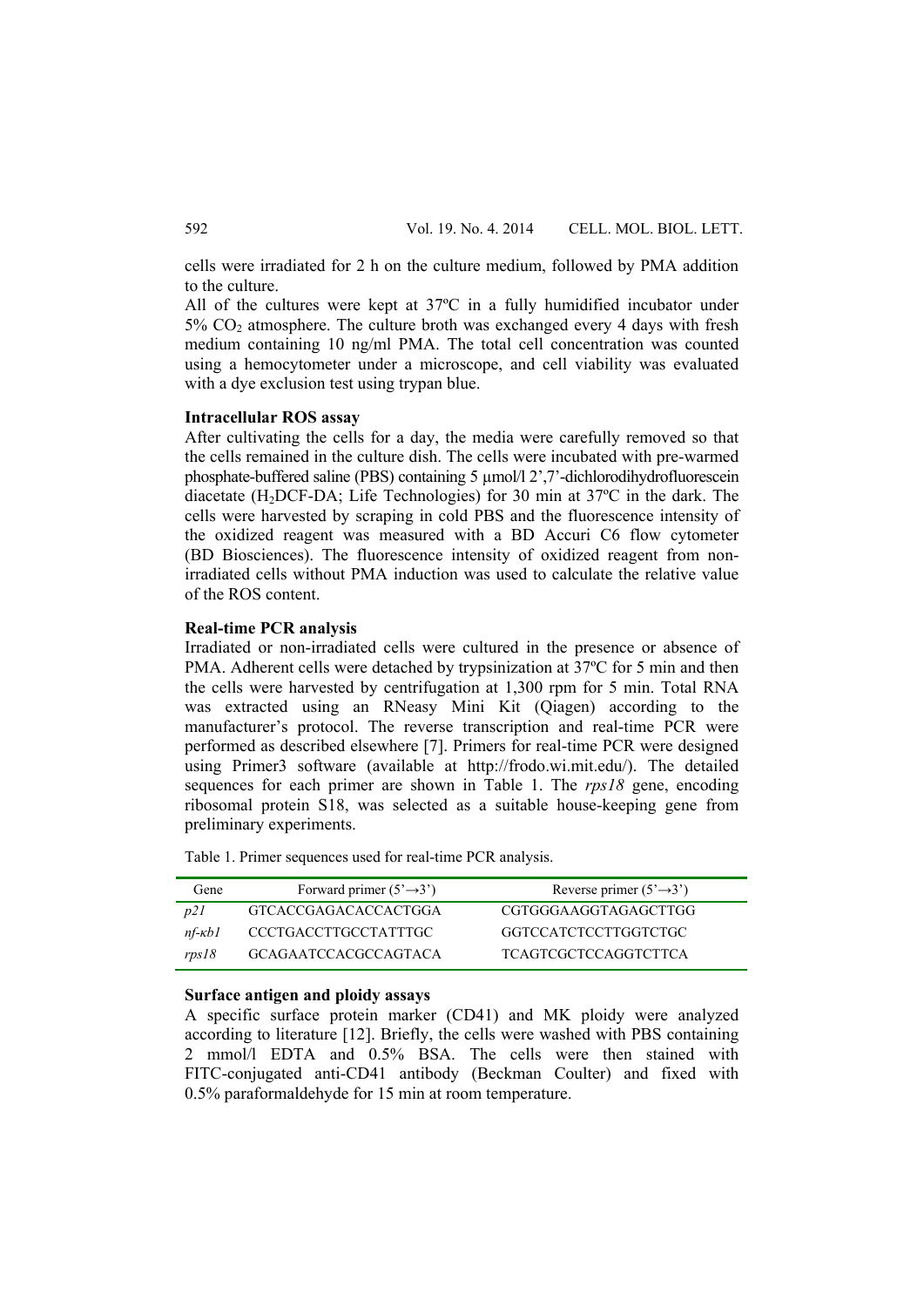cells were irradiated for 2 h on the culture medium, followed by PMA addition to the culture.

All of the cultures were kept at 37ºC in a fully humidified incubator under 5% $CO_2$ atmosphere. The culture broth was exchanged every 4 days with fresh medium containing 10 ng/ml PMA. The total cell concentration was counted using a hemocytometer under a microscope, and cell viability was evaluated with a dye exclusion test using trypan blue.

**Intracellular ROS assay**

After cultivating the cells for a day, the media were carefully removed so that the cells remained in the culture dish. The cells were incubated with pre-warmed phosphate-buffered saline (PBS) containing 5 μmol/l 2',7'-dichlorodihydrofluorescein diacetate ($H_2$DCF-DA; Life Technologies) for 30 min at 37ºC in the dark. The cells were harvested by scraping in cold PBS and the fluorescence intensity of the oxidized reagent was measured with a BD Accuri C6 flow cytometer (BD Biosciences). The fluorescence intensity of oxidized reagent from non-irradiated cells without PMA induction was used to calculate the relative value of the ROS content.

**Real-time PCR analysis**

Irradiated or non-irradiated cells were cultured in the presence or absence of PMA. Adherent cells were detached by trypsinization at 37ºC for 5 min and then the cells were harvested by centrifugation at 1,300 rpm for 5 min. Total RNA was extracted using an RNeasy Mini Kit (Qiagen) according to the manufacturer's protocol. The reverse transcription and real-time PCR were performed as described elsewhere [7]. Primers for real-time PCR were designed using Primer3 software (available at http://frodo.wi.mit.edu/). The detailed sequences for each primer are shown in Table 1. The *rps18* gene, encoding ribosomal protein S18, was selected as a suitable house-keeping gene from preliminary experiments.

Table 1. Primer sequences used for real-time PCR analysis.

| Gene | Forward primer (5'→3') | Reverse primer (5'→3') |
|---|---|---|
| *p21* | GTCACCGAGACACCACTGGA | CGTGGGAAGGTAGAGCTTGG |
| *nf-κb1* | CCCTGACCTTGCCTATTTGC | GGTCCATCTCCTTGGTCTGC |
| *rps18* | GCAGAATCCACGCCAGTACA | TCAGTCGCTCCAGGTCTTCA |

**Surface antigen and ploidy assays**

A specific surface protein marker (CD41) and MK ploidy were analyzed according to literature [12]. Briefly, the cells were washed with PBS containing 2 mmol/l EDTA and 0.5% BSA. The cells were then stained with FITC-conjugated anti-CD41 antibody (Beckman Coulter) and fixed with 0.5% paraformaldehyde for 15 min at room temperature.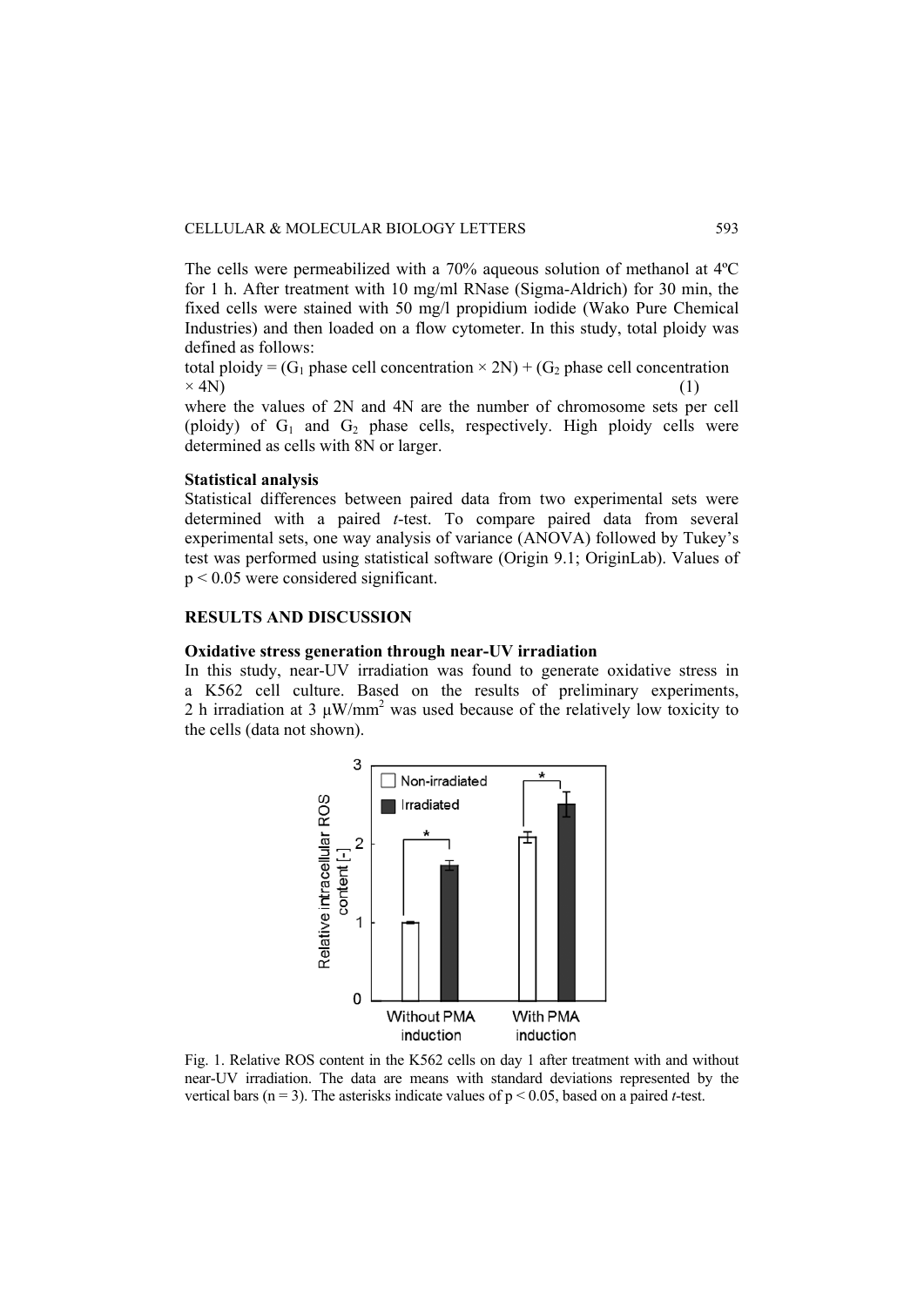The cells were permeabilized with a 70% aqueous solution of methanol at 4ºC for 1 h. After treatment with 10 mg/ml RNase (Sigma-Aldrich) for 30 min, the fixed cells were stained with 50 mg/l propidium iodide (Wako Pure Chemical Industries) and then loaded on a flow cytometer. In this study, total ploidy was defined as follows:

$$\text{total ploidy} = (G_1 \text{ phase cell concentration} \times 2N) + (G_2 \text{ phase cell concentration} \times 4N) \quad (1)$$

where the values of 2N and 4N are the number of chromosome sets per cell (ploidy) of $G_1$ and $G_2$ phase cells, respectively. High ploidy cells were determined as cells with 8N or larger.

**Statistical analysis**

Statistical differences between paired data from two experimental sets were determined with a paired *t*-test. To compare paired data from several experimental sets, one way analysis of variance (ANOVA) followed by Tukey's test was performed using statistical software (Origin 9.1; OriginLab). Values of $p < 0.05$ were considered significant.

## RESULTS AND DISCUSSION

**Oxidative stress generation through near-UV irradiation**

In this study, near-UV irradiation was found to generate oxidative stress in a K562 cell culture. Based on the results of preliminary experiments, 2 h irradiation at 3 μW/mm$^2$ was used because of the relatively low toxicity to the cells (data not shown).

Fig. 1. Relative ROS content in the K562 cells on day 1 after treatment with and without near-UV irradiation. The data are means with standard deviations represented by the vertical bars (n = 3). The asterisks indicate values of $p < 0.05$, based on a paired *t*-test.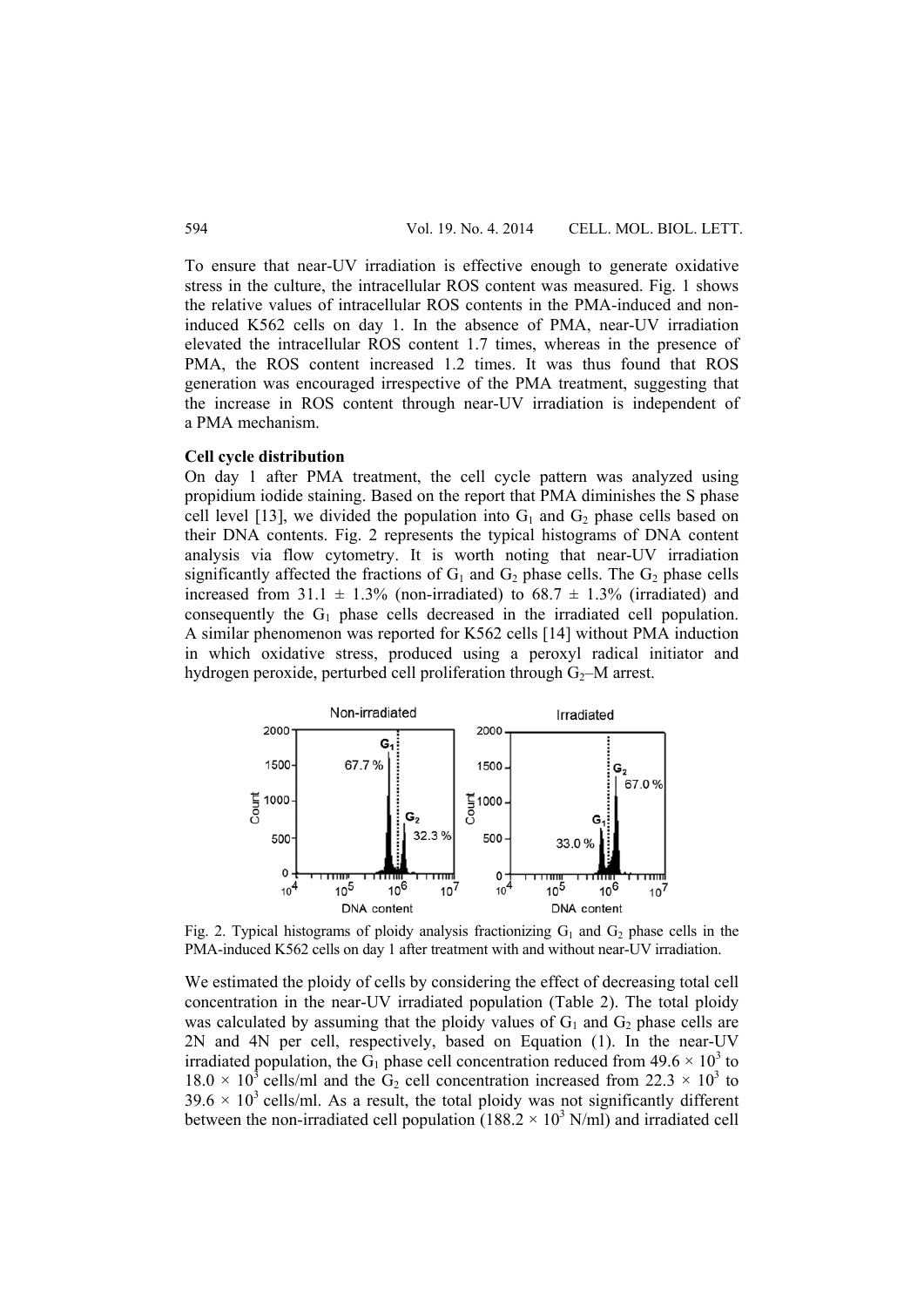To ensure that near-UV irradiation is effective enough to generate oxidative stress in the culture, the intracellular ROS content was measured. Fig. 1 shows the relative values of intracellular ROS contents in the PMA-induced and non-induced K562 cells on day 1. In the absence of PMA, near-UV irradiation elevated the intracellular ROS content 1.7 times, whereas in the presence of PMA, the ROS content increased 1.2 times. It was thus found that ROS generation was encouraged irrespective of the PMA treatment, suggesting that the increase in ROS content through near-UV irradiation is independent of a PMA mechanism.

**Cell cycle distribution**

On day 1 after PMA treatment, the cell cycle pattern was analyzed using propidium iodide staining. Based on the report that PMA diminishes the S phase cell level [13], we divided the population into $G_1$ and $G_2$ phase cells based on their DNA contents. Fig. 2 represents the typical histograms of DNA content analysis via flow cytometry. It is worth noting that near-UV irradiation significantly affected the fractions of $G_1$ and $G_2$ phase cells. The $G_2$ phase cells increased from $31.1 \pm 1.3\%$ (non-irradiated) to $68.7 \pm 1.3\%$ (irradiated) and consequently the $G_1$ phase cells decreased in the irradiated cell population. A similar phenomenon was reported for K562 cells [14] without PMA induction in which oxidative stress, produced using a peroxyl radical initiator and hydrogen peroxide, perturbed cell proliferation through $G_2$–M arrest.

Fig. 2. Typical histograms of ploidy analysis fractionizing $G_1$ and $G_2$ phase cells in the PMA-induced K562 cells on day 1 after treatment with and without near-UV irradiation.

We estimated the ploidy of cells by considering the effect of decreasing total cell concentration in the near-UV irradiated population (Table 2). The total ploidy was calculated by assuming that the ploidy values of $G_1$ and $G_2$ phase cells are 2N and 4N per cell, respectively, based on Equation (1). In the near-UV irradiated population, the $G_1$ phase cell concentration reduced from $49.6 \times 10^3$ to $18.0 \times 10^3$ cells/ml and the $G_2$ cell concentration increased from $22.3 \times 10^3$ to $39.6 \times 10^3$ cells/ml. As a result, the total ploidy was not significantly different between the non-irradiated cell population ($188.2 \times 10^3$ N/ml) and irradiated cell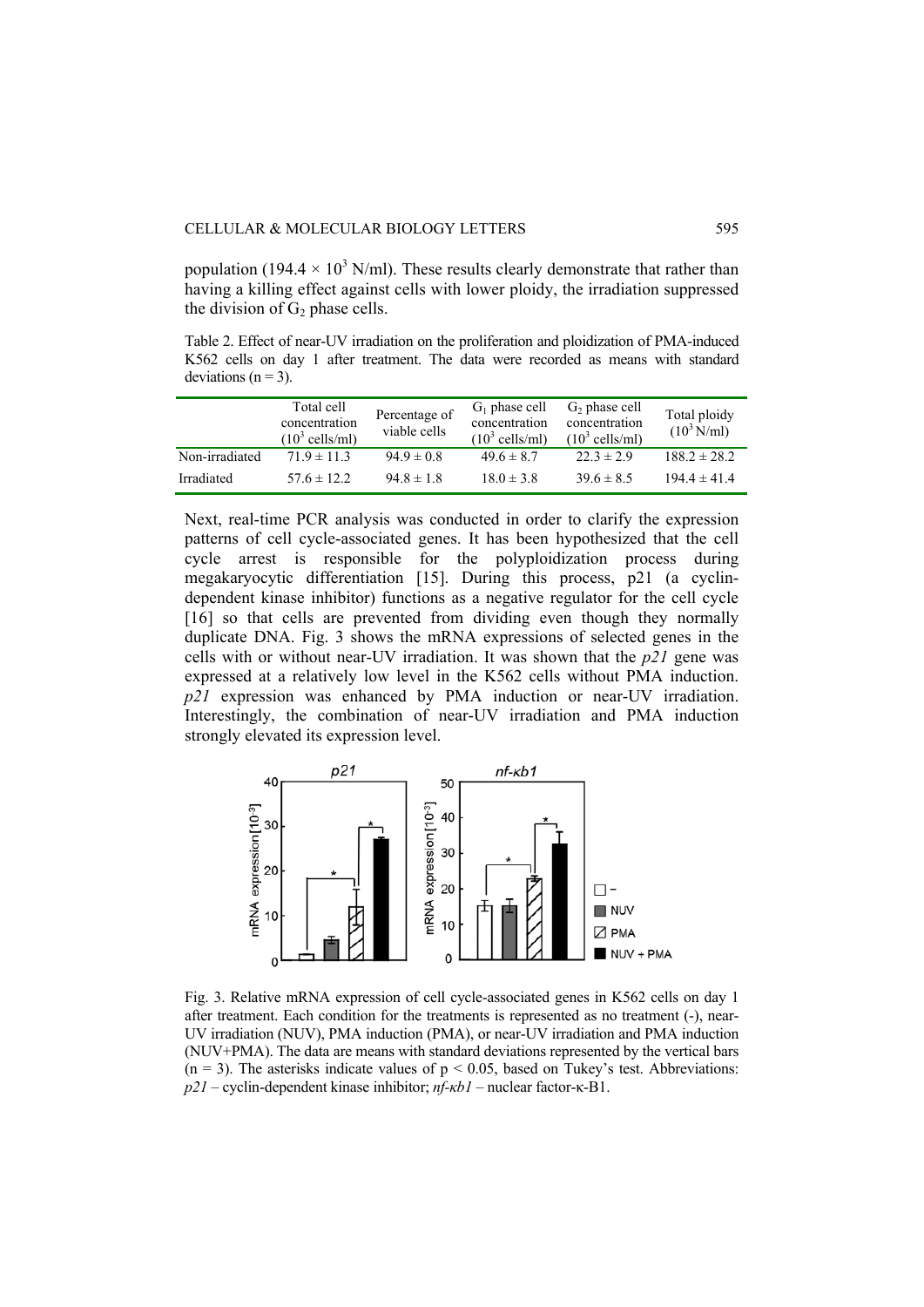population ($194.4 \times 10^3$ N/ml). These results clearly demonstrate that rather than having a killing effect against cells with lower ploidy, the irradiation suppressed the division of $G_2$ phase cells.

Table 2. Effect of near-UV irradiation on the proliferation and ploidization of PMA-induced K562 cells on day 1 after treatment. The data were recorded as means with standard deviations (n = 3).

| | Total cell concentration ($10^3$ cells/ml) | Percentage of viable cells | $G_1$ phase cell concentration ($10^3$ cells/ml) | $G_2$ phase cell concentration ($10^3$ cells/ml) | Total ploidy ($10^3$ N/ml) |
|---|---|---|---|---|---|
| Non-irradiated | 71.9 ± 11.3 | 94.9 ± 0.8 | 49.6 ± 8.7 | 22.3 ± 2.9 | 188.2 ± 28.2 |
| Irradiated | 57.6 ± 12.2 | 94.8 ± 1.8 | 18.0 ± 3.8 | 39.6 ± 8.5 | 194.4 ± 41.4 |

Next, real-time PCR analysis was conducted in order to clarify the expression patterns of cell cycle-associated genes. It has been hypothesized that the cell cycle arrest is responsible for the polyploidization process during megakaryocytic differentiation [15]. During this process, p21 (a cyclin-dependent kinase inhibitor) functions as a negative regulator for the cell cycle [16] so that cells are prevented from dividing even though they normally duplicate DNA. Fig. 3 shows the mRNA expressions of selected genes in the cells with or without near-UV irradiation. It was shown that the *p21* gene was expressed at a relatively low level in the K562 cells without PMA induction. *p21* expression was enhanced by PMA induction or near-UV irradiation. Interestingly, the combination of near-UV irradiation and PMA induction strongly elevated its expression level.

Fig. 3. Relative mRNA expression of cell cycle-associated genes in K562 cells on day 1 after treatment. Each condition for the treatments is represented as no treatment (-), near-UV irradiation (NUV), PMA induction (PMA), or near-UV irradiation and PMA induction (NUV+PMA). The data are means with standard deviations represented by the vertical bars (n = 3). The asterisks indicate values of $p < 0.05$, based on Tukey's test. Abbreviations: *p21* – cyclin-dependent kinase inhibitor; *nf-κb1* – nuclear factor-κ-B1.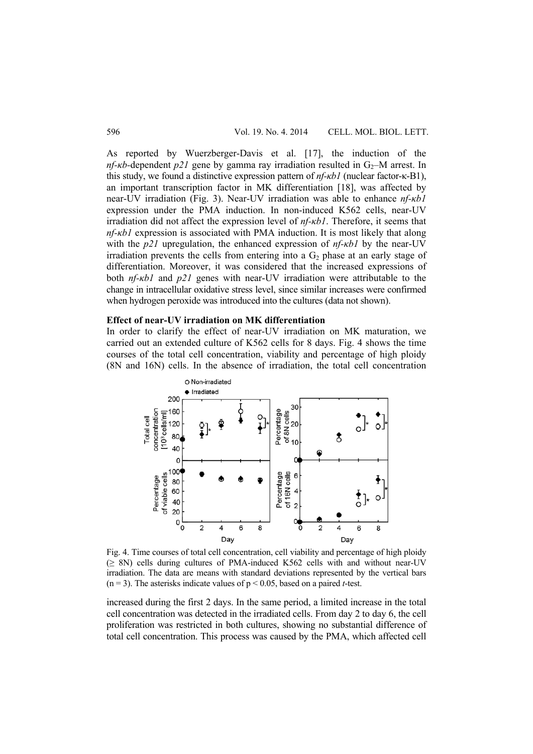As reported by Wuerzberger-Davis et al. [17], the induction of the *nf-κb*-dependent *p21* gene by gamma ray irradiation resulted in $G_2$–M arrest. In this study, we found a distinctive expression pattern of *nf-κb1* (nuclear factor-κ-B1), an important transcription factor in MK differentiation [18], was affected by near-UV irradiation (Fig. 3). Near-UV irradiation was able to enhance *nf-κb1* expression under the PMA induction. In non-induced K562 cells, near-UV irradiation did not affect the expression level of *nf-κb1*. Therefore, it seems that *nf-κb1* expression is associated with PMA induction. It is most likely that along with the *p21* upregulation, the enhanced expression of *nf-κb1* by the near-UV irradiation prevents the cells from entering into a $G_2$ phase at an early stage of differentiation. Moreover, it was considered that the increased expressions of both *nf-κb1* and *p21* genes with near-UV irradiation were attributable to the change in intracellular oxidative stress level, since similar increases were confirmed when hydrogen peroxide was introduced into the cultures (data not shown).

**Effect of near-UV irradiation on MK differentiation**

In order to clarify the effect of near-UV irradiation on MK maturation, we carried out an extended culture of K562 cells for 8 days. Fig. 4 shows the time courses of the total cell concentration, viability and percentage of high ploidy (8N and 16N) cells. In the absence of irradiation, the total cell concentration

Fig. 4. Time courses of total cell concentration, cell viability and percentage of high ploidy (≥ 8N) cells during cultures of PMA-induced K562 cells with and without near-UV irradiation. The data are means with standard deviations represented by the vertical bars (n = 3). The asterisks indicate values of $p < 0.05$, based on a paired *t*-test.

increased during the first 2 days. In the same period, a limited increase in the total cell concentration was detected in the irradiated cells. From day 2 to day 6, the cell proliferation was restricted in both cultures, showing no substantial difference of total cell concentration. This process was caused by the PMA, which affected cell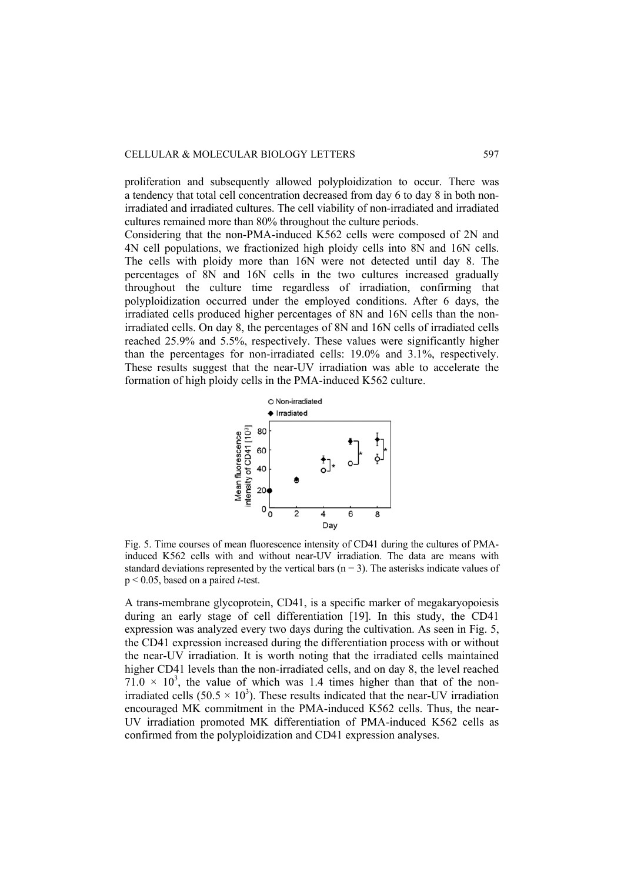proliferation and subsequently allowed polyploidization to occur. There was a tendency that total cell concentration decreased from day 6 to day 8 in both non-irradiated and irradiated cultures. The cell viability of non-irradiated and irradiated cultures remained more than 80% throughout the culture periods.

Considering that the non-PMA-induced K562 cells were composed of 2N and 4N cell populations, we fractionized high ploidy cells into 8N and 16N cells. The cells with ploidy more than 16N were not detected until day 8. The percentages of 8N and 16N cells in the two cultures increased gradually throughout the culture time regardless of irradiation, confirming that polyploidization occurred under the employed conditions. After 6 days, the irradiated cells produced higher percentages of 8N and 16N cells than the non-irradiated cells. On day 8, the percentages of 8N and 16N cells of irradiated cells reached 25.9% and 5.5%, respectively. These values were significantly higher than the percentages for non-irradiated cells: 19.0% and 3.1%, respectively. These results suggest that the near-UV irradiation was able to accelerate the formation of high ploidy cells in the PMA-induced K562 culture.

Fig. 5. Time courses of mean fluorescence intensity of CD41 during the cultures of PMA-induced K562 cells with and without near-UV irradiation. The data are means with standard deviations represented by the vertical bars (n = 3). The asterisks indicate values of $p < 0.05$, based on a paired *t*-test.

A trans-membrane glycoprotein, CD41, is a specific marker of megakaryopoiesis during an early stage of cell differentiation [19]. In this study, the CD41 expression was analyzed every two days during the cultivation. As seen in Fig. 5, the CD41 expression increased during the differentiation process with or without the near-UV irradiation. It is worth noting that the irradiated cells maintained higher CD41 levels than the non-irradiated cells, and on day 8, the level reached $71.0 \times 10^3$, the value of which was 1.4 times higher than that of the non-irradiated cells ($50.5 \times 10^3$). These results indicated that the near-UV irradiation encouraged MK commitment in the PMA-induced K562 cells. Thus, the near-UV irradiation promoted MK differentiation of PMA-induced K562 cells as confirmed from the polyploidization and CD41 expression analyses.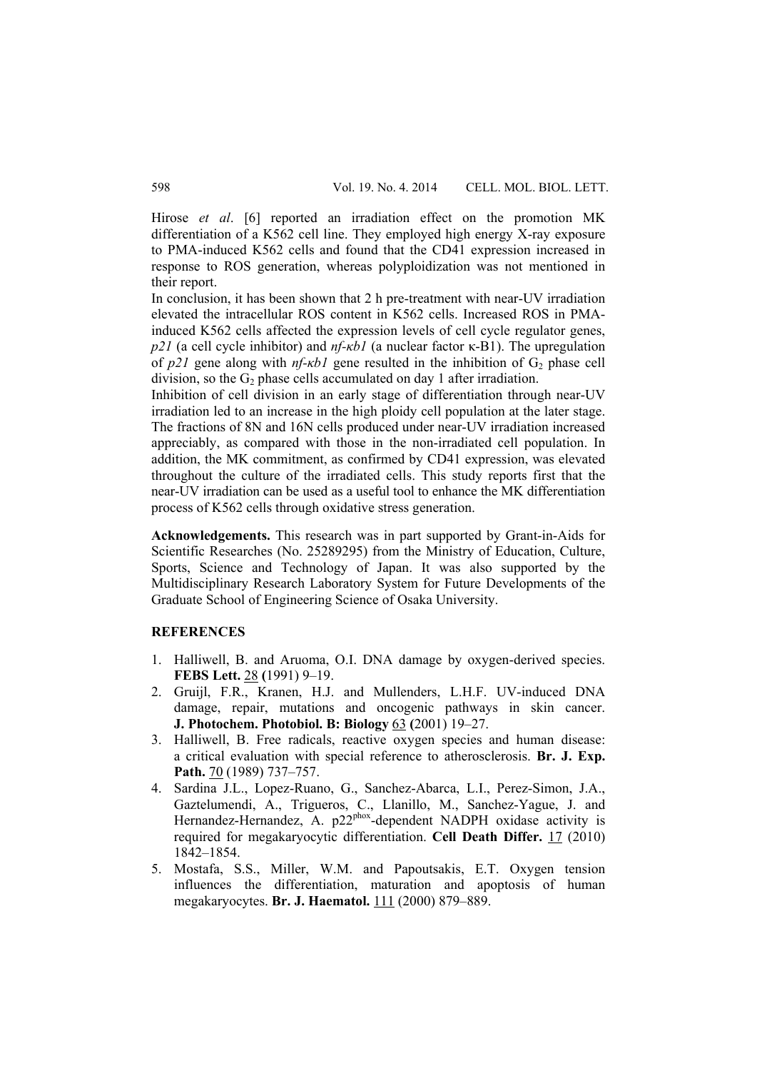Hirose *et al*. [6] reported an irradiation effect on the promotion MK differentiation of a K562 cell line. They employed high energy X-ray exposure to PMA-induced K562 cells and found that the CD41 expression increased in response to ROS generation, whereas polyploidization was not mentioned in their report.

In conclusion, it has been shown that 2 h pre-treatment with near-UV irradiation elevated the intracellular ROS content in K562 cells. Increased ROS in PMA-induced K562 cells affected the expression levels of cell cycle regulator genes, *p21* (a cell cycle inhibitor) and *nf-κb1* (a nuclear factor κ-B1). The upregulation of *p21* gene along with *nf-κb1* gene resulted in the inhibition of $G_2$ phase cell division, so the $G_2$ phase cells accumulated on day 1 after irradiation.

Inhibition of cell division in an early stage of differentiation through near-UV irradiation led to an increase in the high ploidy cell population at the later stage. The fractions of 8N and 16N cells produced under near-UV irradiation increased appreciably, as compared with those in the non-irradiated cell population. In addition, the MK commitment, as confirmed by CD41 expression, was elevated throughout the culture of the irradiated cells. This study reports first that the near-UV irradiation can be used as a useful tool to enhance the MK differentiation process of K562 cells through oxidative stress generation.

**Acknowledgements.** This research was in part supported by Grant-in-Aids for Scientific Researches (No. 25289295) from the Ministry of Education, Culture, Sports, Science and Technology of Japan. It was also supported by the Multidisciplinary Research Laboratory System for Future Developments of the Graduate School of Engineering Science of Osaka University.

## REFERENCES

1. Halliwell, B. and Aruoma, O.I. DNA damage by oxygen-derived species. **FEBS Lett.** 28 **(**1991) 9–19.
2. Gruijl, F.R., Kranen, H.J. and Mullenders, L.H.F. UV-induced DNA damage, repair, mutations and oncogenic pathways in skin cancer. **J. Photochem. Photobiol. B: Biology** 63 **(**2001) 19–27.
3. Halliwell, B. Free radicals, reactive oxygen species and human disease: a critical evaluation with special reference to atherosclerosis. **Br. J. Exp. Path.** 70 (1989) 737–757.
4. Sardina J.L., Lopez-Ruano, G., Sanchez-Abarca, L.I., Perez-Simon, J.A., Gaztelumendi, A., Trigueros, C., Llanillo, M., Sanchez-Yague, J. and Hernandez-Hernandez, A. p22$^{phox}$-dependent NADPH oxidase activity is required for megakaryocytic differentiation. **Cell Death Differ.** 17 (2010) 1842–1854.
5. Mostafa, S.S., Miller, W.M. and Papoutsakis, E.T. Oxygen tension influences the differentiation, maturation and apoptosis of human megakaryocytes. **Br. J. Haematol.** 111 (2000) 879–889.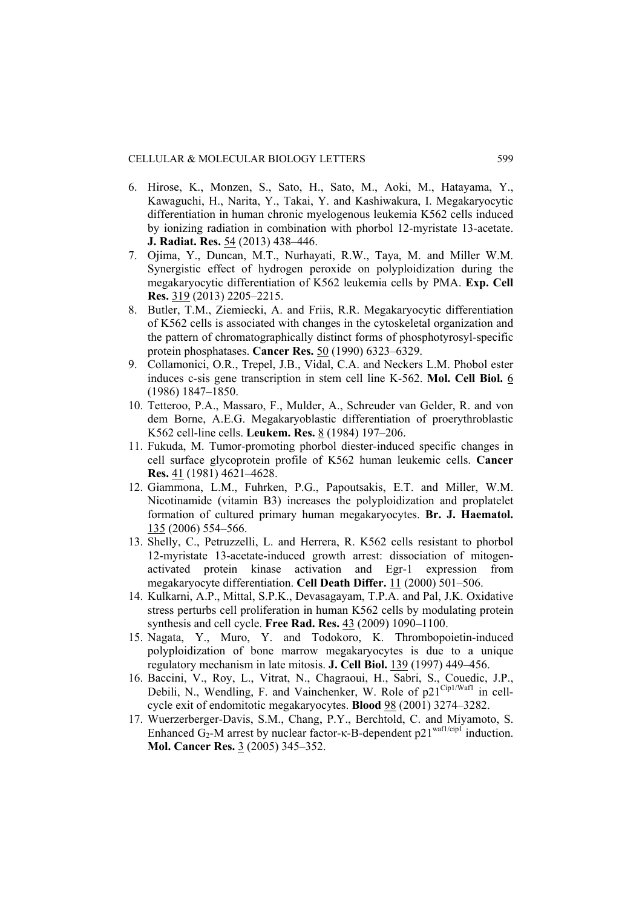6. Hirose, K., Monzen, S., Sato, H., Sato, M., Aoki, M., Hatayama, Y., Kawaguchi, H., Narita, Y., Takai, Y. and Kashiwakura, I. Megakaryocytic differentiation in human chronic myelogenous leukemia K562 cells induced by ionizing radiation in combination with phorbol 12-myristate 13-acetate. **J. Radiat. Res.** 54 (2013) 438–446.
7. Ojima, Y., Duncan, M.T., Nurhayati, R.W., Taya, M. and Miller W.M. Synergistic effect of hydrogen peroxide on polyploidization during the megakaryocytic differentiation of K562 leukemia cells by PMA. **Exp. Cell Res.** 319 (2013) 2205–2215.
8. Butler, T.M., Ziemiecki, A. and Friis, R.R. Megakaryocytic differentiation of K562 cells is associated with changes in the cytoskeletal organization and the pattern of chromatographically distinct forms of phosphotyrosyl-specific protein phosphatases. **Cancer Res.** 50 (1990) 6323–6329.
9. Collamonici, O.R., Trepel, J.B., Vidal, C.A. and Neckers L.M. Phobol ester induces c-sis gene transcription in stem cell line K-562. **Mol. Cell Biol.** 6 (1986) 1847–1850.
10. Tetteroo, P.A., Massaro, F., Mulder, A., Schreuder van Gelder, R. and von dem Borne, A.E.G. Megakaryoblastic differentiation of proerythroblastic K562 cell-line cells. **Leukem. Res.** 8 (1984) 197–206.
11. Fukuda, M. Tumor-promoting phorbol diester-induced specific changes in cell surface glycoprotein profile of K562 human leukemic cells. **Cancer Res.** 41 (1981) 4621–4628.
12. Giammona, L.M., Fuhrken, P.G., Papoutsakis, E.T. and Miller, W.M. Nicotinamide (vitamin B3) increases the polyploidization and proplatelet formation of cultured primary human megakaryocytes. **Br. J. Haematol.** 135 (2006) 554–566.
13. Shelly, C., Petruzzelli, L. and Herrera, R. K562 cells resistant to phorbol 12-myristate 13-acetate-induced growth arrest: dissociation of mitogen-activated protein kinase activation and Egr-1 expression from megakaryocyte differentiation. **Cell Death Differ.** 11 (2000) 501–506.
14. Kulkarni, A.P., Mittal, S.P.K., Devasagayam, T.P.A. and Pal, J.K. Oxidative stress perturbs cell proliferation in human K562 cells by modulating protein synthesis and cell cycle. **Free Rad. Res.** 43 (2009) 1090–1100.
15. Nagata, Y., Muro, Y. and Todokoro, K. Thrombopoietin-induced polyploidization of bone marrow megakaryocytes is due to a unique regulatory mechanism in late mitosis. **J. Cell Biol.** 139 (1997) 449–456.
16. Baccini, V., Roy, L., Vitrat, N., Chagraoui, H., Sabri, S., Couedic, J.P., Debili, N., Wendling, F. and Vainchenker, W. Role of $p21^{Cip1/Waf1}$ in cell-cycle exit of endomitotic megakaryocytes. **Blood** 98 (2001) 3274–3282.
17. Wuerzerberger-Davis, S.M., Chang, P.Y., Berchtold, C. and Miyamoto, S. Enhanced $G_2$-M arrest by nuclear factor-κ-B-dependent $p21^{waf1/cip1}$ induction. **Mol. Cancer Res.** 3 (2005) 345–352.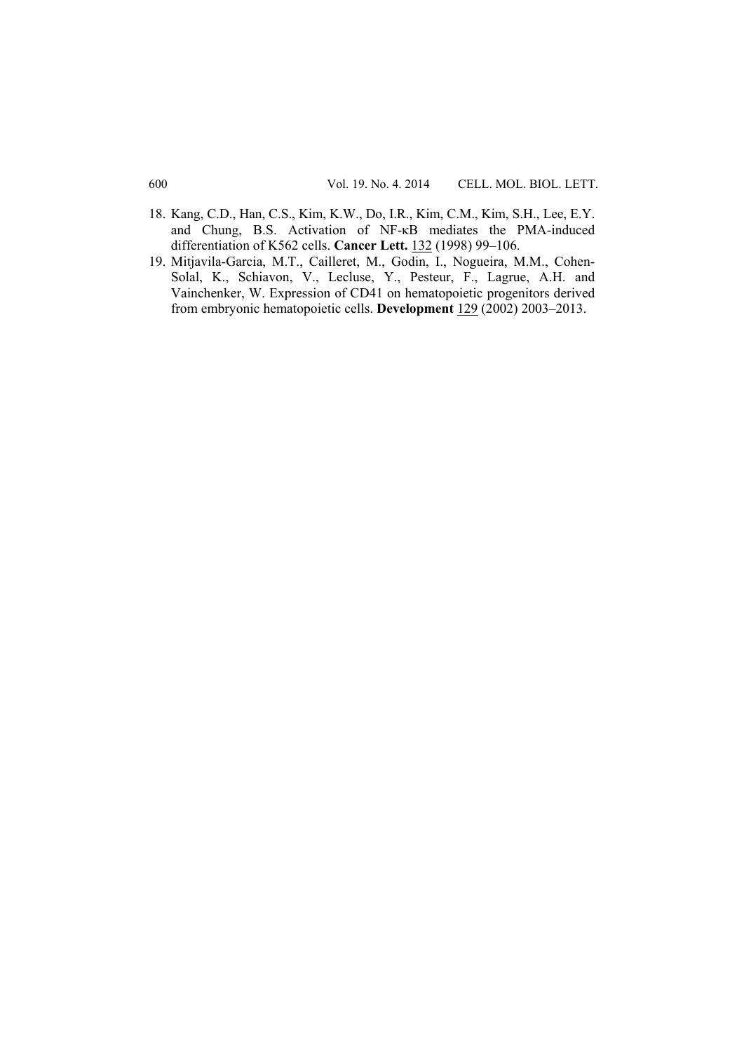18. Kang, C.D., Han, C.S., Kim, K.W., Do, I.R., Kim, C.M., Kim, S.H., Lee, E.Y. and Chung, B.S. Activation of NF-κB mediates the PMA-induced differentiation of K562 cells. **Cancer Lett.** 132 (1998) 99–106.
19. Mitjavila-Garcia, M.T., Cailleret, M., Godin, I., Nogueira, M.M., Cohen-Solal, K., Schiavon, V., Lecluse, Y., Pesteur, F., Lagrue, A.H. and Vainchenker, W. Expression of CD41 on hematopoietic progenitors derived from embryonic hematopoietic cells. **Development** 129 (2002) 2003–2013.